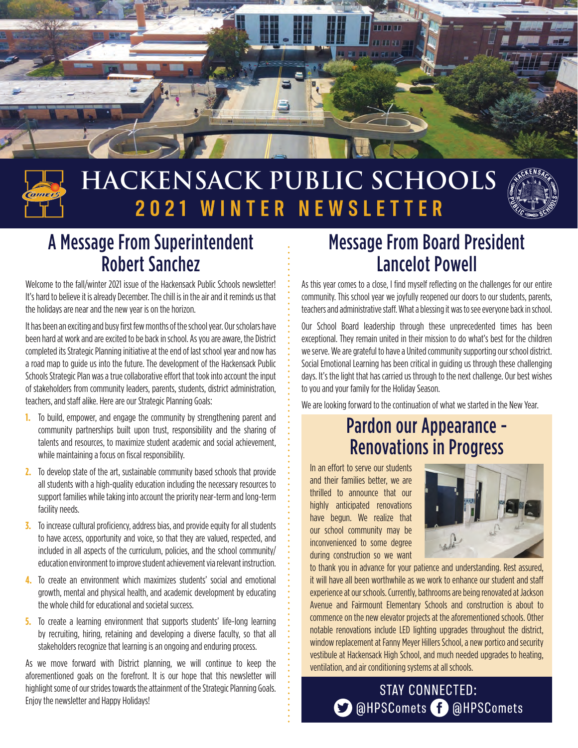# HACKENSACK PUBLIC SCHOOLS
## 2021 WINTER NEWSLETTER

## A Message From Superintendent Robert Sanchez

Welcome to the fall/winter 2021 issue of the Hackensack Public Schools newsletter! It's hard to believe it is already December. The chill is in the air and it reminds us that the holidays are near and the new year is on the horizon.

It has been an exciting and busy first few months of the school year. Our scholars have been hard at work and are excited to be back in school. As you are aware, the District completed its Strategic Planning initiative at the end of last school year and now has a road map to guide us into the future. The development of the Hackensack Public Schools Strategic Plan was a true collaborative effort that took into account the input of stakeholders from community leaders, parents, students, district administration, teachers, and staff alike. Here are our Strategic Planning Goals:

1. To build, empower, and engage the community by strengthening parent and community partnerships built upon trust, responsibility and the sharing of talents and resources, to maximize student academic and social achievement, while maintaining a focus on fiscal responsibility.
2. To develop state of the art, sustainable community based schools that provide all students with a high-quality education including the necessary resources to support families while taking into account the priority near-term and long-term facility needs.
3. To increase cultural proficiency, address bias, and provide equity for all students to have access, opportunity and voice, so that they are valued, respected, and included in all aspects of the curriculum, policies, and the school community/education environment to improve student achievement via relevant instruction.
4. To create an environment which maximizes students' social and emotional growth, mental and physical health, and academic development by educating the whole child for educational and societal success.
5. To create a learning environment that supports students' life-long learning by recruiting, hiring, retaining and developing a diverse faculty, so that all stakeholders recognize that learning is an ongoing and enduring process.

As we move forward with District planning, we will continue to keep the aforementioned goals on the forefront. It is our hope that this newsletter will highlight some of our strides towards the attainment of the Strategic Planning Goals. Enjoy the newsletter and Happy Holidays!

## Message From Board President Lancelot Powell

As this year comes to a close, I find myself reflecting on the challenges for our entire community. This school year we joyfully reopened our doors to our students, parents, teachers and administrative staff. What a blessing it was to see everyone back in school.

Our School Board leadership through these unprecedented times has been exceptional. They remain united in their mission to do what's best for the children we serve. We are grateful to have a United community supporting our school district. Social Emotional Learning has been critical in guiding us through these challenging days. It's the light that has carried us through to the next challenge. Our best wishes to you and your family for the Holiday Season.

We are looking forward to the continuation of what we started in the New Year.

## Pardon our Appearance - Renovations in Progress

In an effort to serve our students and their families better, we are thrilled to announce that our highly anticipated renovations have begun. We realize that our school community may be inconvenienced to some degree during construction so we want to thank you in advance for your patience and understanding. Rest assured, it will have all been worthwhile as we work to enhance our student and staff experience at our schools. Currently, bathrooms are being renovated at Jackson Avenue and Fairmount Elementary Schools and construction is about to commence on the new elevator projects at the aforementioned schools. Other notable renovations include LED lighting upgrades throughout the district, window replacement at Fanny Meyer Hillers School, a new portico and security vestibule at Hackensack High School, and much needed upgrades to heating, ventilation, and air conditioning systems at all schools.

**STAY CONNECTED:**
@HPSComets @HPSComets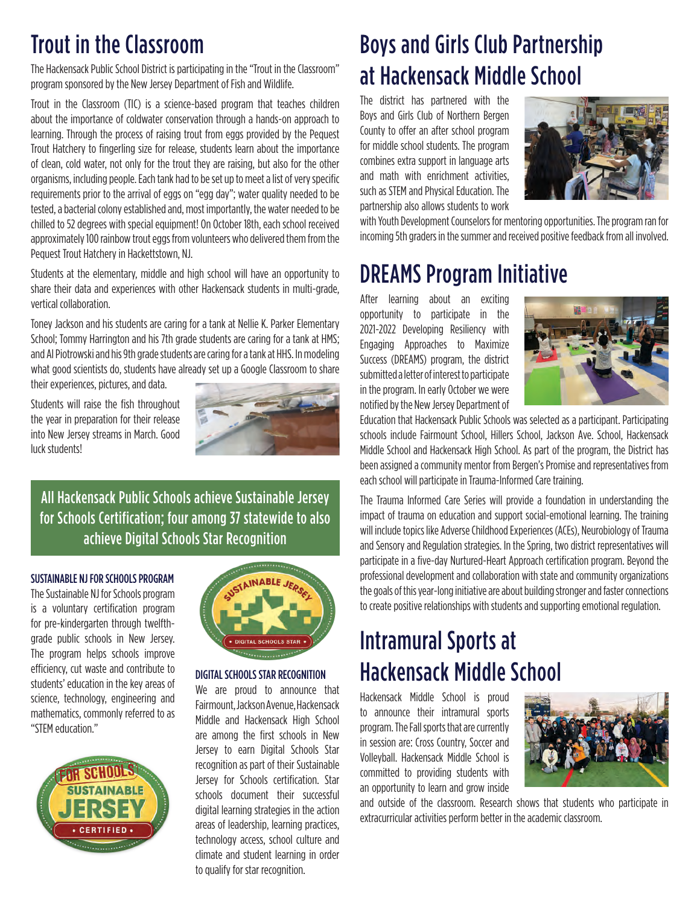# Trout in the Classroom

The Hackensack Public School District is participating in the "Trout in the Classroom" program sponsored by the New Jersey Department of Fish and Wildlife.

Trout in the Classroom (TIC) is a science-based program that teaches children about the importance of coldwater conservation through a hands-on approach to learning. Through the process of raising trout from eggs provided by the Pequest Trout Hatchery to fingerling size for release, students learn about the importance of clean, cold water, not only for the trout they are raising, but also for the other organisms, including people. Each tank had to be set up to meet a list of very specific requirements prior to the arrival of eggs on "egg day"; water quality needed to be tested, a bacterial colony established and, most importantly, the water needed to be chilled to 52 degrees with special equipment! On October 18th, each school received approximately 100 rainbow trout eggs from volunteers who delivered them from the Pequest Trout Hatchery in Hackettstown, NJ.

Students at the elementary, middle and high school will have an opportunity to share their data and experiences with other Hackensack students in multi-grade, vertical collaboration.

Toney Jackson and his students are caring for a tank at Nellie K. Parker Elementary School; Tommy Harrington and his 7th grade students are caring for a tank at HMS; and Al Piotrowski and his 9th grade students are caring for a tank at HHS. In modeling what good scientists do, students have already set up a Google Classroom to share their experiences, pictures, and data.

Students will raise the fish throughout the year in preparation for their release into New Jersey streams in March. Good luck students!

## All Hackensack Public Schools achieve Sustainable Jersey for Schools Certification; four among 37 statewide to also achieve Digital Schools Star Recognition

### SUSTAINABLE NJ FOR SCHOOLS PROGRAM

The Sustainable NJ for Schools program is a voluntary certification program for pre-kindergarten through twelfth-grade public schools in New Jersey. The program helps schools improve efficiency, cut waste and contribute to students' education in the key areas of science, technology, engineering and mathematics, commonly referred to as "STEM education."

### DIGITAL SCHOOLS STAR RECOGNITION

We are proud to announce that Fairmount, Jackson Avenue, Hackensack Middle and Hackensack High School are among the first schools in New Jersey to earn Digital Schools Star recognition as part of their Sustainable Jersey for Schools certification. Star schools document their successful digital learning strategies in the action areas of leadership, learning practices, technology access, school culture and climate and student learning in order to qualify for star recognition.

# Boys and Girls Club Partnership at Hackensack Middle School

The district has partnered with the Boys and Girls Club of Northern Bergen County to offer an after school program for middle school students. The program combines extra support in language arts and math with enrichment activities, such as STEM and Physical Education. The partnership also allows students to work with Youth Development Counselors for mentoring opportunities. The program ran for incoming 5th graders in the summer and received positive feedback from all involved.

# DREAMS Program Initiative

After learning about an exciting opportunity to participate in the 2021-2022 Developing Resiliency with Engaging Approaches to Maximize Success (DREAMS) program, the district submitted a letter of interest to participate in the program. In early October we were notified by the New Jersey Department of Education that Hackensack Public Schools was selected as a participant. Participating schools include Fairmount School, Hillers School, Jackson Ave. School, Hackensack Middle School and Hackensack High School. As part of the program, the District has been assigned a community mentor from Bergen's Promise and representatives from each school will participate in Trauma-Informed Care training.

The Trauma Informed Care Series will provide a foundation in understanding the impact of trauma on education and support social-emotional learning. The training will include topics like Adverse Childhood Experiences (ACEs), Neurobiology of Trauma and Sensory and Regulation strategies. In the Spring, two district representatives will participate in a five-day Nurtured-Heart Approach certification program. Beyond the professional development and collaboration with state and community organizations the goals of this year-long initiative are about building stronger and faster connections to create positive relationships with students and supporting emotional regulation.

# Intramural Sports at Hackensack Middle School

Hackensack Middle School is proud to announce their intramural sports program. The Fall sports that are currently in session are: Cross Country, Soccer and Volleyball. Hackensack Middle School is committed to providing students with an opportunity to learn and grow inside and outside of the classroom. Research shows that students who participate in extracurricular activities perform better in the academic classroom.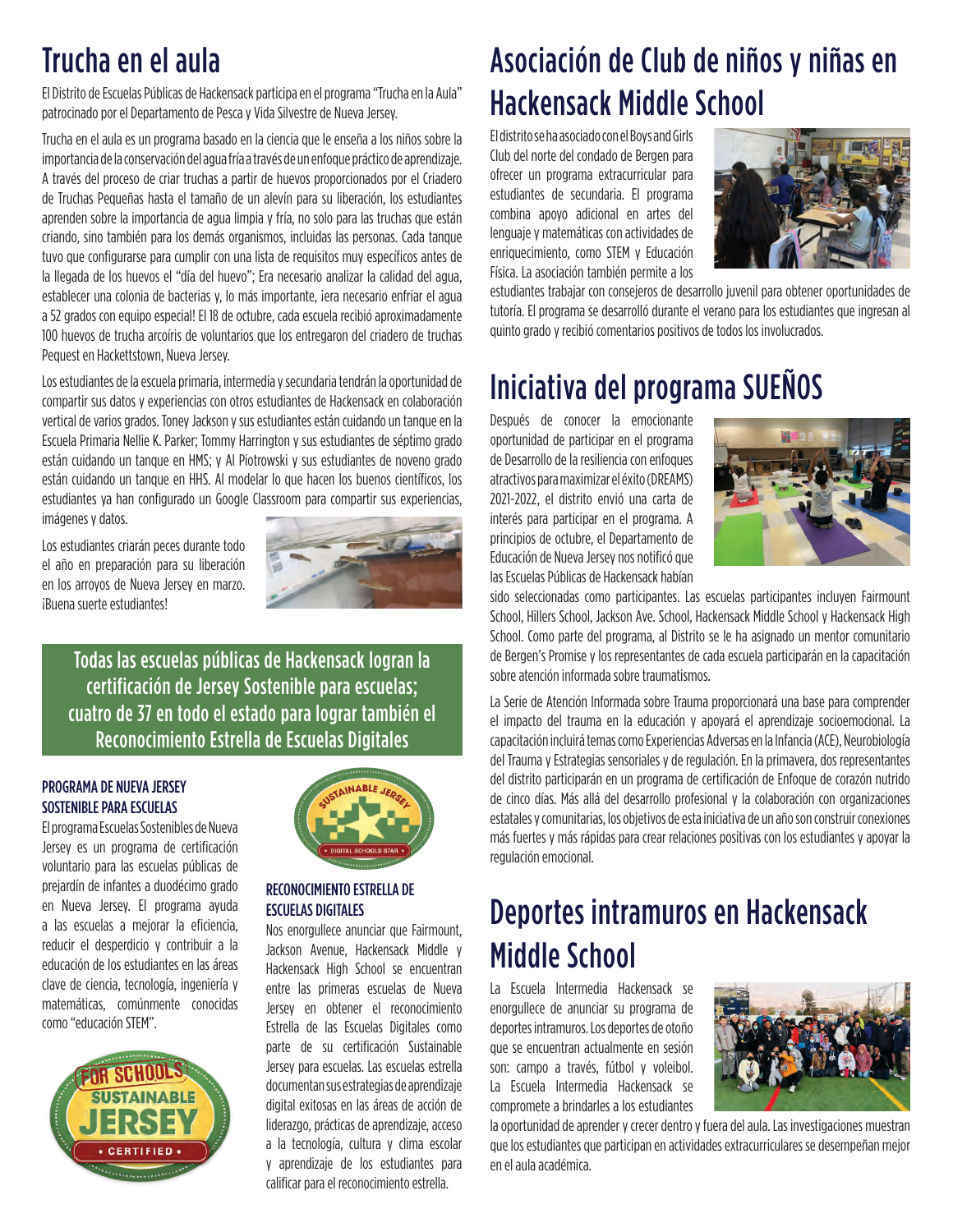# Trucha en el aula

El Distrito de Escuelas Públicas de Hackensack participa en el programa "Trucha en la Aula" patrocinado por el Departamento de Pesca y Vida Silvestre de Nueva Jersey.

Trucha en el aula es un programa basado en la ciencia que le enseña a los niños sobre la importancia de la conservación del agua fría a través de un enfoque práctico de aprendizaje. A través del proceso de criar truchas a partir de huevos proporcionados por el Criadero de Truchas Pequeñas hasta el tamaño de un alevín para su liberación, los estudiantes aprenden sobre la importancia de agua limpia y fría, no solo para las truchas que están criando, sino también para los demás organismos, incluidas las personas. Cada tanque tuvo que configurarse para cumplir con una lista de requisitos muy específicos antes de la llegada de los huevos el "día del huevo"; Era necesario analizar la calidad del agua, establecer una colonia de bacterias y, lo más importante, ¡era necesario enfriar el agua a 52 grados con equipo especial! El 18 de octubre, cada escuela recibió aproximadamente 100 huevos de trucha arcoíris de voluntarios que los entregaron del criadero de truchas Pequest en Hackettstown, Nueva Jersey.

Los estudiantes de la escuela primaria, intermedia y secundaria tendrán la oportunidad de compartir sus datos y experiencias con otros estudiantes de Hackensack en colaboración vertical de varios grados. Toney Jackson y sus estudiantes están cuidando un tanque en la Escuela Primaria Nellie K. Parker; Tommy Harrington y sus estudiantes de séptimo grado están cuidando un tanque en HMS; y Al Piotrowski y sus estudiantes de noveno grado están cuidando un tanque en HHS. Al modelar lo que hacen los buenos científicos, los estudiantes ya han configurado un Google Classroom para compartir sus experiencias, imágenes y datos.

Los estudiantes criarán peces durante todo el año en preparación para su liberación en los arroyos de Nueva Jersey en marzo. ¡Buena suerte estudiantes!

## Todas las escuelas públicas de Hackensack logran la certificación de Jersey Sostenible para escuelas; cuatro de 37 en todo el estado para lograr también el Reconocimiento Estrella de Escuelas Digitales

### PROGRAMA DE NUEVA JERSEY SOSTENIBLE PARA ESCUELAS

El programa Escuelas Sostenibles de Nueva Jersey es un programa de certificación voluntario para las escuelas públicas de prejardín de infantes a duodécimo grado en Nueva Jersey. El programa ayuda a las escuelas a mejorar la eficiencia, reducir el desperdicio y contribuir a la educación de los estudiantes en las áreas clave de ciencia, tecnología, ingeniería y matemáticas, comúnmente conocidas como "educación STEM".

### RECONOCIMIENTO ESTRELLA DE ESCUELAS DIGITALES

Nos enorgullece anunciar que Fairmount, Jackson Avenue, Hackensack Middle y Hackensack High School se encuentran entre las primeras escuelas de Nueva Jersey en obtener el reconocimiento Estrella de las Escuelas Digitales como parte de su certificación Sustainable Jersey para escuelas. Las escuelas estrella documentan sus estrategias de aprendizaje digital exitosas en las áreas de acción de liderazgo, prácticas de aprendizaje, acceso a la tecnología, cultura y clima escolar y aprendizaje de los estudiantes para calificar para el reconocimiento estrella.

# Asociación de Club de niños y niñas en Hackensack Middle School

El distrito se ha asociado con el Boys and Girls Club del norte del condado de Bergen para ofrecer un programa extracurricular para estudiantes de secundaria. El programa combina apoyo adicional en artes del lenguaje y matemáticas con actividades de enriquecimiento, como STEM y Educación Física. La asociación también permite a los estudiantes trabajar con consejeros de desarrollo juvenil para obtener oportunidades de tutoría. El programa se desarrolló durante el verano para los estudiantes que ingresan al quinto grado y recibió comentarios positivos de todos los involucrados.

# Iniciativa del programa SUEÑOS

Después de conocer la emocionante oportunidad de participar en el programa de Desarrollo de la resiliencia con enfoques atractivos para maximizar el éxito (DREAMS) 2021-2022, el distrito envió una carta de interés para participar en el programa. A principios de octubre, el Departamento de Educación de Nueva Jersey nos notificó que las Escuelas Públicas de Hackensack habían sido seleccionadas como participantes. Las escuelas participantes incluyen Fairmount School, Hillers School, Jackson Ave. School, Hackensack Middle School y Hackensack High School. Como parte del programa, al Distrito se le ha asignado un mentor comunitario de Bergen's Promise y los representantes de cada escuela participarán en la capacitación sobre atención informada sobre traumatismos.

La Serie de Atención Informada sobre Trauma proporcionará una base para comprender el impacto del trauma en la educación y apoyará el aprendizaje socioemocional. La capacitación incluirá temas como Experiencias Adversas en la Infancia (ACE), Neurobiología del Trauma y Estrategias sensoriales y de regulación. En la primavera, dos representantes del distrito participarán en un programa de certificación de Enfoque de corazón nutrido de cinco días. Más allá del desarrollo profesional y la colaboración con organizaciones estatales y comunitarias, los objetivos de esta iniciativa de un año son construir conexiones más fuertes y más rápidas para crear relaciones positivas con los estudiantes y apoyar la regulación emocional.

# Deportes intramuros en Hackensack Middle School

La Escuela Intermedia Hackensack se enorgullece de anunciar su programa de deportes intramuros. Los deportes de otoño que se encuentran actualmente en sesión son: campo a través, fútbol y voleibol. La Escuela Intermedia Hackensack se compromete a brindarles a los estudiantes la oportunidad de aprender y crecer dentro y fuera del aula. Las investigaciones muestran que los estudiantes que participan en actividades extracurriculares se desempeñan mejor en el aula académica.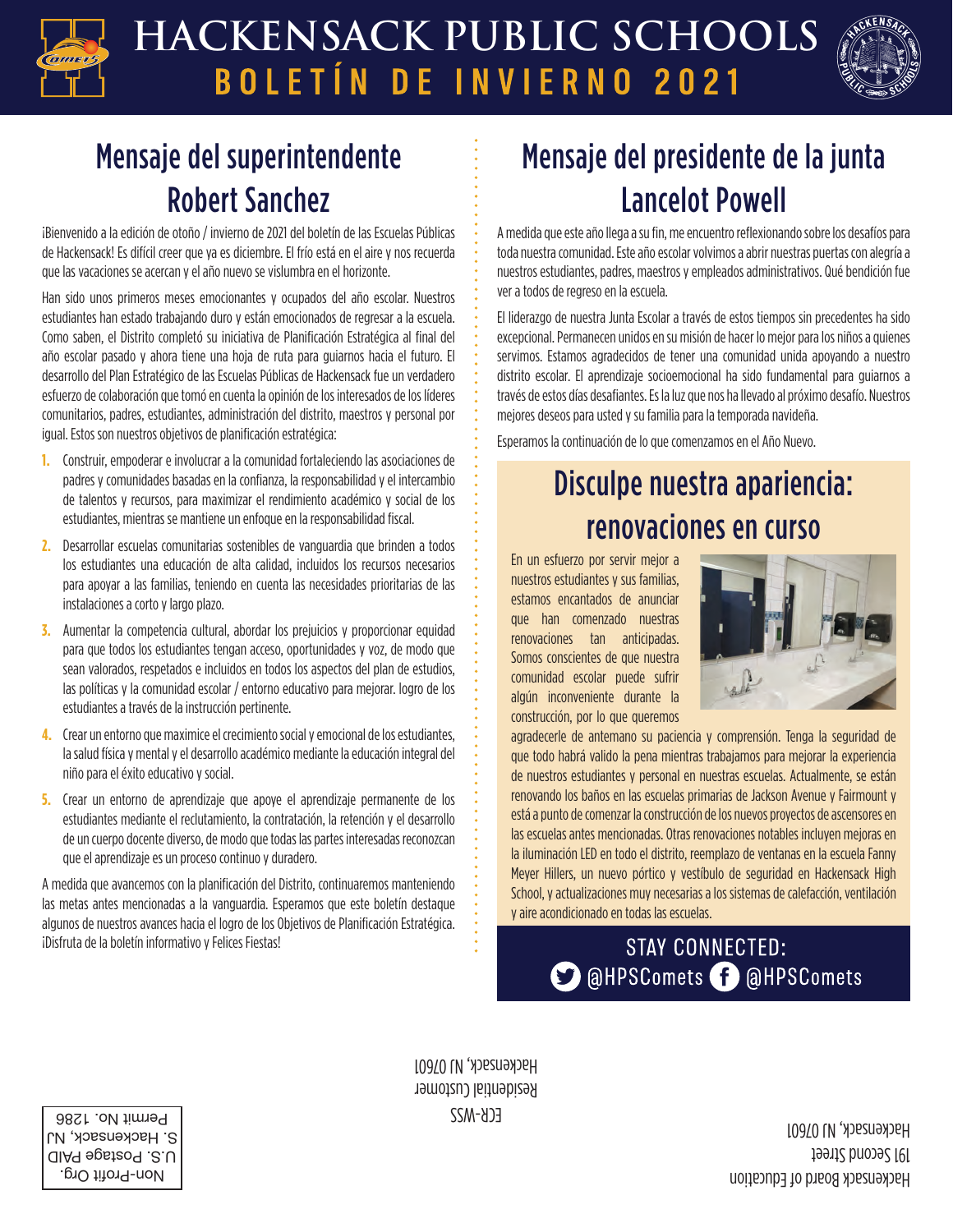# HACKENSACK PUBLIC SCHOOLS
## BOLETÍN DE INVIERNO 2021

## Mensaje del superintendente Robert Sanchez

¡Bienvenido a la edición de otoño / invierno de 2021 del boletín de las Escuelas Públicas de Hackensack! Es difícil creer que ya es diciembre. El frío está en el aire y nos recuerda que las vacaciones se acercan y el año nuevo se vislumbra en el horizonte.

Han sido unos primeros meses emocionantes y ocupados del año escolar. Nuestros estudiantes han estado trabajando duro y están emocionados de regresar a la escuela. Como saben, el Distrito completó su iniciativa de Planificación Estratégica al final del año escolar pasado y ahora tiene una hoja de ruta para guiarnos hacia el futuro. El desarrollo del Plan Estratégico de las Escuelas Públicas de Hackensack fue un verdadero esfuerzo de colaboración que tomó en cuenta la opinión de los interesados de los líderes comunitarios, padres, estudiantes, administración del distrito, maestros y personal por igual. Estos son nuestros objetivos de planificación estratégica:

1. Construir, empoderar e involucrar a la comunidad fortaleciendo las asociaciones de padres y comunidades basadas en la confianza, la responsabilidad y el intercambio de talentos y recursos, para maximizar el rendimiento académico y social de los estudiantes, mientras se mantiene un enfoque en la responsabilidad fiscal.
2. Desarrollar escuelas comunitarias sostenibles de vanguardia que brinden a todos los estudiantes una educación de alta calidad, incluidos los recursos necesarios para apoyar a las familias, teniendo en cuenta las necesidades prioritarias de las instalaciones a corto y largo plazo.
3. Aumentar la competencia cultural, abordar los prejuicios y proporcionar equidad para que todos los estudiantes tengan acceso, oportunidades y voz, de modo que sean valorados, respetados e incluidos en todos los aspectos del plan de estudios, las políticas y la comunidad escolar / entorno educativo para mejorar. logro de los estudiantes a través de la instrucción pertinente.
4. Crear un entorno que maximice el crecimiento social y emocional de los estudiantes, la salud física y mental y el desarrollo académico mediante la educación integral del niño para el éxito educativo y social.
5. Crear un entorno de aprendizaje que apoye el aprendizaje permanente de los estudiantes mediante el reclutamiento, la contratación, la retención y el desarrollo de un cuerpo docente diverso, de modo que todas las partes interesadas reconozcan que el aprendizaje es un proceso continuo y duradero.

A medida que avancemos con la planificación del Distrito, continuaremos manteniendo las metas antes mencionadas a la vanguardia. Esperamos que este boletín destaque algunos de nuestros avances hacia el logro de los Objetivos de Planificación Estratégica. ¡Disfruta de la boletín informativo y Felices Fiestas!

## Mensaje del presidente de la junta Lancelot Powell

A medida que este año llega a su fin, me encuentro reflexionando sobre los desafíos para toda nuestra comunidad. Este año escolar volvimos a abrir nuestras puertas con alegría a nuestros estudiantes, padres, maestros y empleados administrativos. Qué bendición fue ver a todos de regreso en la escuela.

El liderazgo de nuestra Junta Escolar a través de estos tiempos sin precedentes ha sido excepcional. Permanecen unidos en su misión de hacer lo mejor para los niños a quienes servimos. Estamos agradecidos de tener una comunidad unida apoyando a nuestro distrito escolar. El aprendizaje socioemocional ha sido fundamental para guiarnos a través de estos días desafiantes. Es la luz que nos ha llevado al próximo desafío. Nuestros mejores deseos para usted y su familia para la temporada navideña.

Esperamos la continuación de lo que comenzamos en el Año Nuevo.

## Disculpe nuestra apariencia: renovaciones en curso

En un esfuerzo por servir mejor a nuestros estudiantes y sus familias, estamos encantados de anunciar que han comenzado nuestras renovaciones tan anticipadas. Somos conscientes de que nuestra comunidad escolar puede sufrir algún inconveniente durante la construcción, por lo que queremos agradecerle de antemano su paciencia y comprensión. Tenga la seguridad de que todo habrá valido la pena mientras trabajamos para mejorar la experiencia de nuestros estudiantes y personal en nuestras escuelas. Actualmente, se están renovando los baños en las escuelas primarias de Jackson Avenue y Fairmount y está a punto de comenzar la construcción de los nuevos proyectos de ascensores en las escuelas antes mencionadas. Otras renovaciones notables incluyen mejoras en la iluminación LED en todo el distrito, reemplazo de ventanas en la escuela Fanny Meyer Hillers, un nuevo pórtico y vestíbulo de seguridad en Hackensack High School, y actualizaciones muy necesarias a los sistemas de calefacción, ventilación y aire acondicionado en todas las escuelas.

STAY CONNECTED:
@HPSComets @HPSComets

Hackensack Board of Education
191 Second Street
Hackensack, NJ 07601

ECR-WSS
Residential Customer
Hackensack, NJ 07601

Non-Profit Org.
U.S. Postage PAID
S. Hackensack, NJ
Permit No. 1286